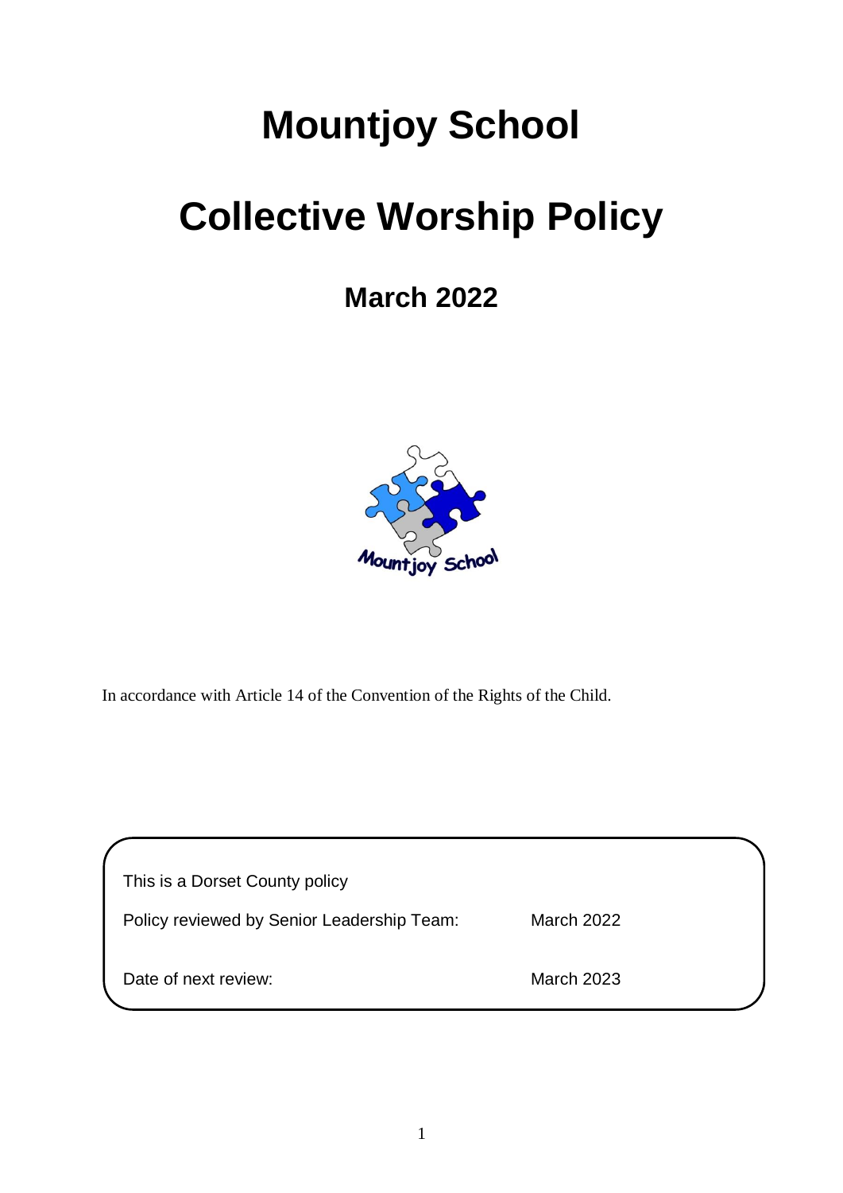# Mountjoy School

# Collective Worship Policy

## March 2022

In accordance with Article 14 of the Convention of the Rights of the Child.

This is a Dorset County policy

| | |
|---|---|
| Policy reviewed by Senior Leadership Team: | March 2022 |
| Date of next review: | March 2023 |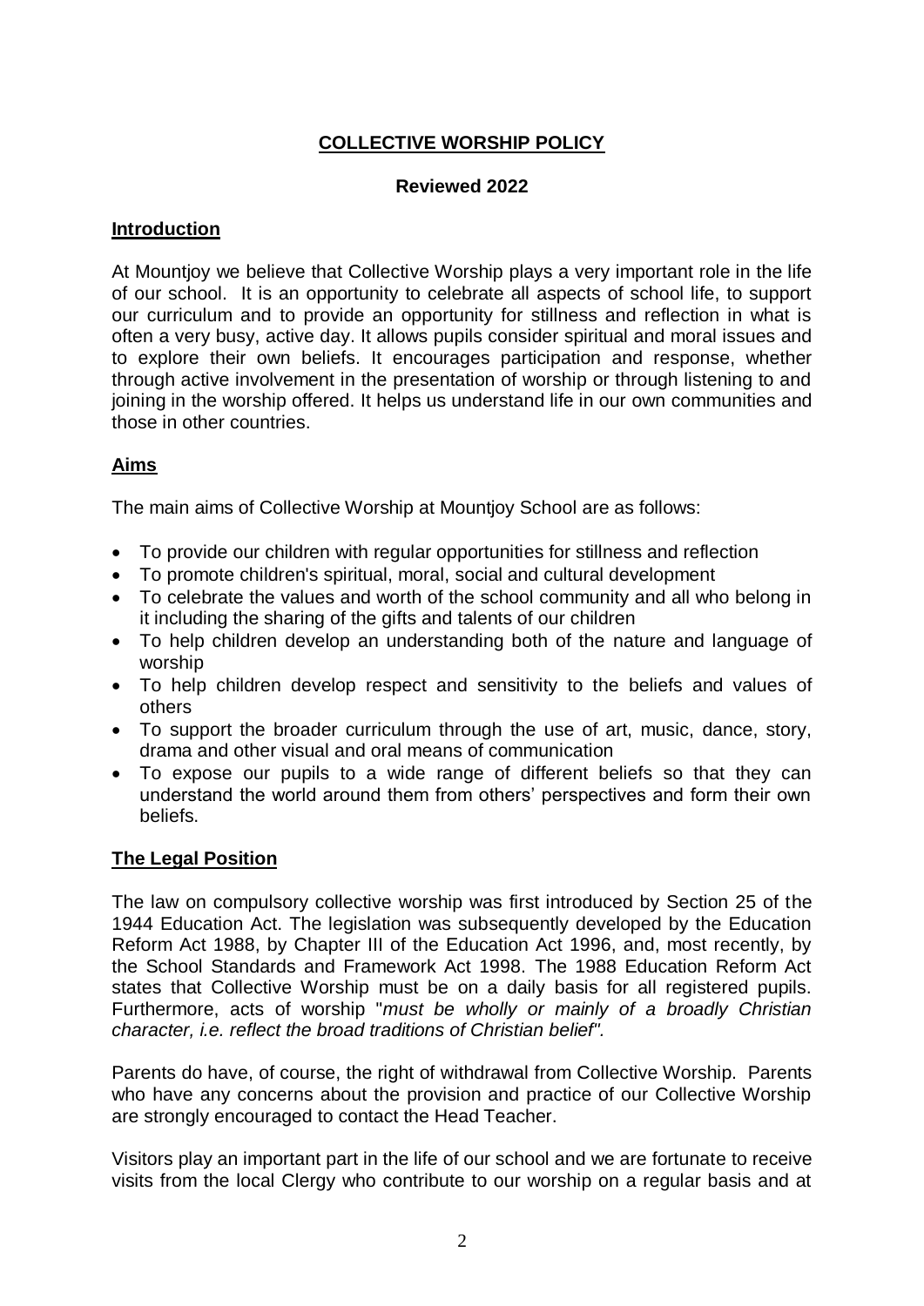# COLLECTIVE WORSHIP POLICY

**Reviewed 2022**

## Introduction

At Mountjoy we believe that Collective Worship plays a very important role in the life of our school. It is an opportunity to celebrate all aspects of school life, to support our curriculum and to provide an opportunity for stillness and reflection in what is often a very busy, active day. It allows pupils consider spiritual and moral issues and to explore their own beliefs. It encourages participation and response, whether through active involvement in the presentation of worship or through listening to and joining in the worship offered. It helps us understand life in our own communities and those in other countries.

## Aims

The main aims of Collective Worship at Mountjoy School are as follows:

- To provide our children with regular opportunities for stillness and reflection
- To promote children's spiritual, moral, social and cultural development
- To celebrate the values and worth of the school community and all who belong in it including the sharing of the gifts and talents of our children
- To help children develop an understanding both of the nature and language of worship
- To help children develop respect and sensitivity to the beliefs and values of others
- To support the broader curriculum through the use of art, music, dance, story, drama and other visual and oral means of communication
- To expose our pupils to a wide range of different beliefs so that they can understand the world around them from others' perspectives and form their own beliefs.

## The Legal Position

The law on compulsory collective worship was first introduced by Section 25 of the 1944 Education Act. The legislation was subsequently developed by the Education Reform Act 1988, by Chapter III of the Education Act 1996, and, most recently, by the School Standards and Framework Act 1998. The 1988 Education Reform Act states that Collective Worship must be on a daily basis for all registered pupils. Furthermore, acts of worship "*must be wholly or mainly of a broadly Christian character, i.e. reflect the broad traditions of Christian belief".*

Parents do have, of course, the right of withdrawal from Collective Worship. Parents who have any concerns about the provision and practice of our Collective Worship are strongly encouraged to contact the Head Teacher.

Visitors play an important part in the life of our school and we are fortunate to receive visits from the local Clergy who contribute to our worship on a regular basis and at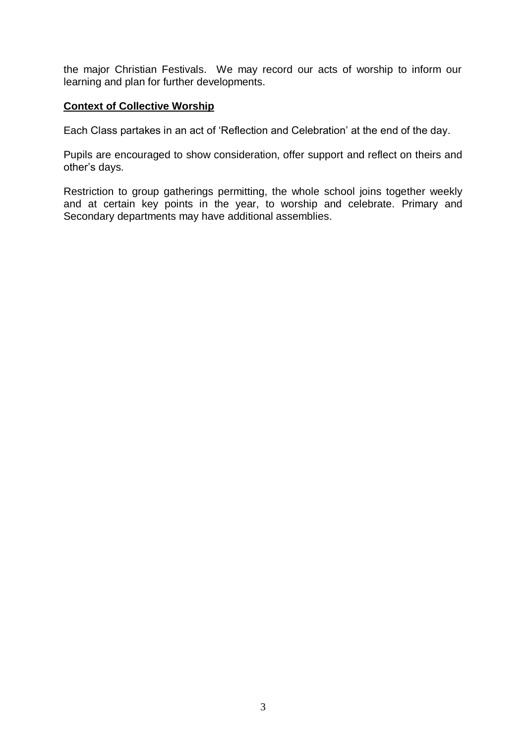the major Christian Festivals. We may record our acts of worship to inform our learning and plan for further developments.

## **Context of Collective Worship**

Each Class partakes in an act of 'Reflection and Celebration' at the end of the day.

Pupils are encouraged to show consideration, offer support and reflect on theirs and other's days.

Restriction to group gatherings permitting, the whole school joins together weekly and at certain key points in the year, to worship and celebrate. Primary and Secondary departments may have additional assemblies.